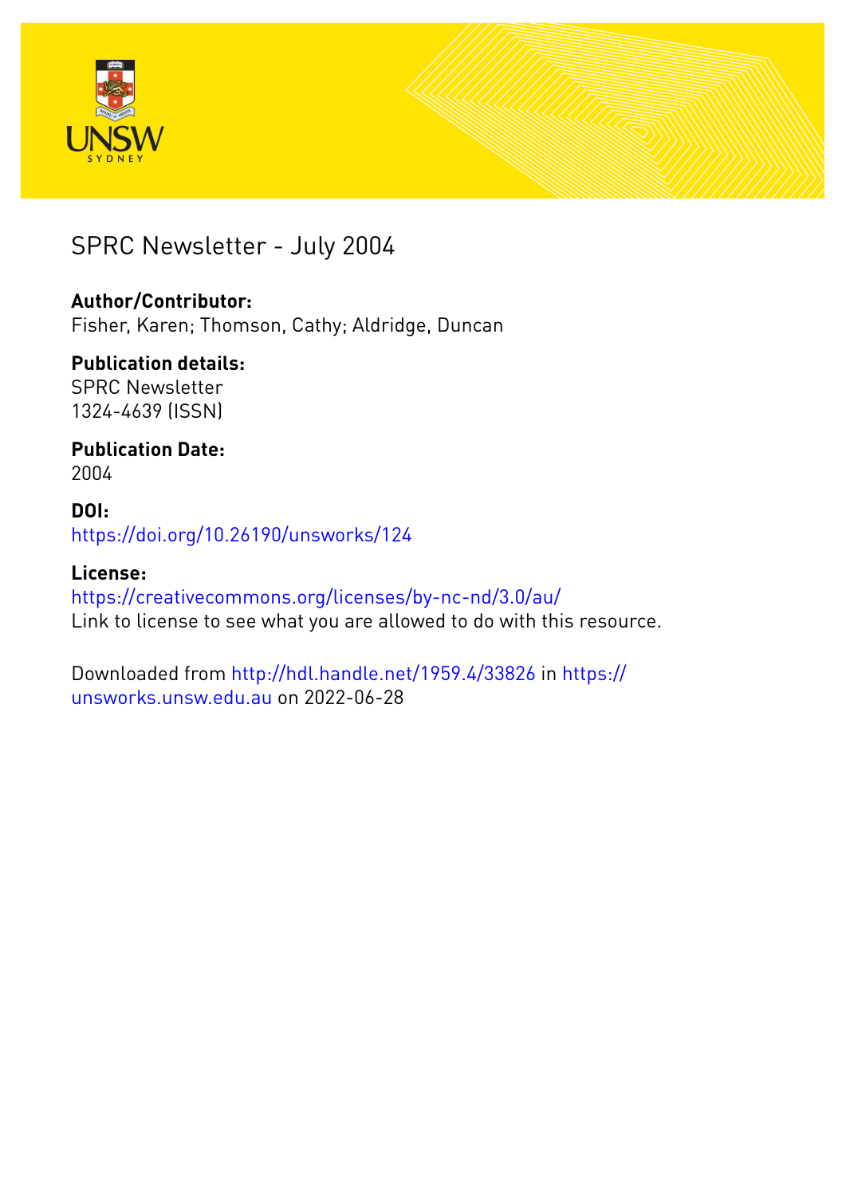# SPRC Newsletter - July 2004

**Author/Contributor:**
Fisher, Karen; Thomson, Cathy; Aldridge, Duncan

**Publication details:**
SPRC Newsletter
1324-4639 (ISSN)

**Publication Date:**
2004

**DOI:**
https://doi.org/10.26190/unsworks/124

**License:**
https://creativecommons.org/licenses/by-nc-nd/3.0/au/
Link to license to see what you are allowed to do with this resource.

Downloaded from http://hdl.handle.net/1959.4/33826 in https://unsworks.unsw.edu.au on 2022-06-28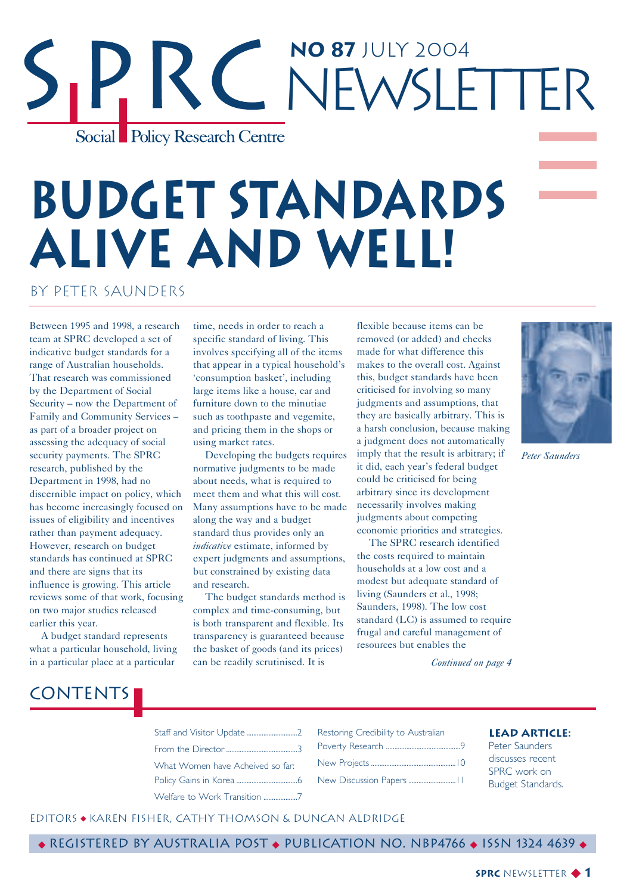# SPRC NO 87 JULY 2004 NEWSLETTER

Social Policy Research Centre

# BUDGET STANDARDS ALIVE AND WELL!

BY PETER SAUNDERS

Between 1995 and 1998, a research team at SPRC developed a set of indicative budget standards for a range of Australian households. That research was commissioned by the Department of Social Security – now the Department of Family and Community Services – as part of a broader project on assessing the adequacy of social security payments. The SPRC research, published by the Department in 1998, had no discernible impact on policy, which has become increasingly focused on issues of eligibility and incentives rather than payment adequacy. However, research on budget standards has continued at SPRC and there are signs that its influence is growing. This article reviews some of that work, focusing on two major studies released earlier this year.

A budget standard represents what a particular household, living in a particular place at a particular time, needs in order to reach a specific standard of living. This involves specifying all of the items that appear in a typical household's 'consumption basket', including large items like a house, car and furniture down to the minutiae such as toothpaste and vegemite, and pricing them in the shops or using market rates.

Developing the budgets requires normative judgments to be made about needs, what is required to meet them and what this will cost. Many assumptions have to be made along the way and a budget standard thus provides only an *indicative* estimate, informed by expert judgments and assumptions, but constrained by existing data and research.

The budget standards method is complex and time-consuming, but is both transparent and flexible. Its transparency is guaranteed because the basket of goods (and its prices) can be readily scrutinised. It is flexible because items can be removed (or added) and checks made for what difference this makes to the overall cost. Against this, budget standards have been criticised for involving so many judgments and assumptions, that they are basically arbitrary. This is a harsh conclusion, because making a judgment does not automatically imply that the result is arbitrary; if it did, each year's federal budget could be criticised for being arbitrary since its development necessarily involves making judgments about competing economic priorities and strategies.

The SPRC research identified the costs required to maintain households at a low cost and a modest but adequate standard of living (Saunders et al., 1998; Saunders, 1998). The low cost standard (LC) is assumed to require frugal and careful management of resources but enables the

*Continued on page 4*

*Peter Saunders*

## CONTENTS

- Staff and Visitor Update ............ 2
- From the Director ............ 3
- What Women have Acheived so far: Policy Gains in Korea ............ 6
- Welfare to Work Transition ............ 7
- Restoring Credibility to Australian Poverty Research ............ 9
- New Projects ............ 10
- New Discussion Papers ............ 11

**LEAD ARTICLE:** Peter Saunders discusses recent SPRC work on Budget Standards.

EDITORS ◆ KAREN FISHER, CATHY THOMSON & DUNCAN ALDRIDGE

◆ REGISTERED BY AUSTRALIA POST ◆ PUBLICATION NO. NBP4766 ◆ ISSN 1324 4639 ◆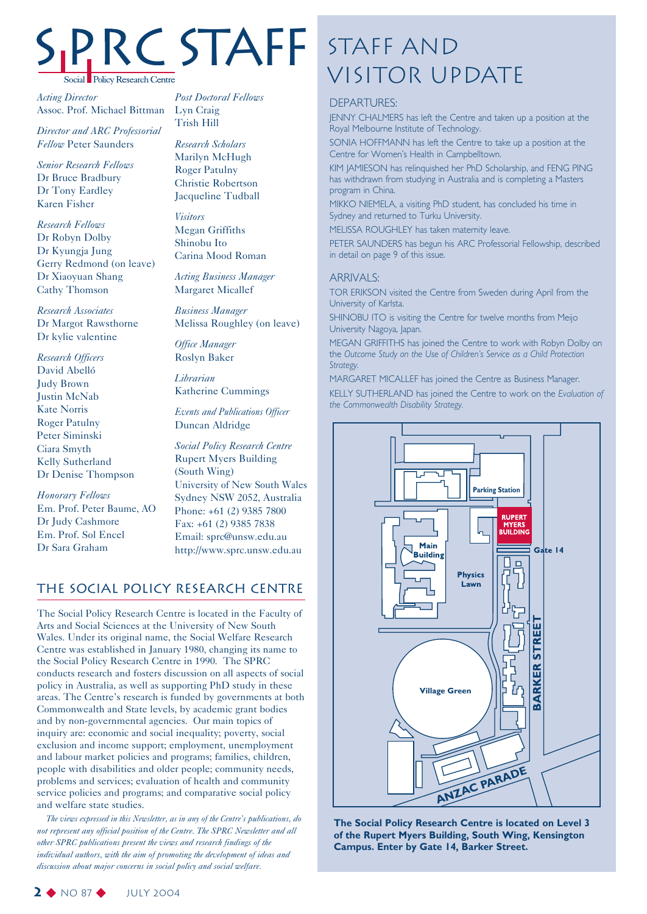# SPRC STAFF

Social Policy Research Centre

*Acting Director*
Assoc. Prof. Michael Bittman

*Director and ARC Professorial Fellow* Peter Saunders

*Senior Research Fellows*
Dr Bruce Bradbury
Dr Tony Eardley
Karen Fisher

*Research Fellows*
Dr Robyn Dolby
Dr Kyungja Jung
Gerry Redmond (on leave)
Dr Xiaoyuan Shang
Cathy Thomson

*Research Associates*
Dr Margot Rawsthorne
Dr kylie valentine

*Research Officers*
David Abelló
Judy Brown
Justin McNab
Kate Norris
Roger Patulny
Peter Siminski
Ciara Smyth
Kelly Sutherland
Dr Denise Thompson

*Honorary Fellows*
Em. Prof. Peter Baume, AO
Dr Judy Cashmore
Em. Prof. Sol Encel
Dr Sara Graham

*Post Doctoral Fellows*
Lyn Craig
Trish Hill

*Research Scholars*
Marilyn McHugh
Roger Patulny
Christie Robertson
Jacqueline Tudball

*Visitors*
Megan Griffiths
Shinobu Ito
Carina Mood Roman

*Acting Business Manager*
Margaret Micallef

*Business Manager*
Melissa Roughley (on leave)

*Office Manager*
Roslyn Baker

*Librarian*
Katherine Cummings

*Events and Publications Officer*
Duncan Aldridge

*Social Policy Research Centre*
Rupert Myers Building
(South Wing)
University of New South Wales
Sydney NSW 2052, Australia
Phone: +61 (2) 9385 7800
Fax: +61 (2) 9385 7838
Email: sprc@unsw.edu.au
http://www.sprc.unsw.edu.au

## THE SOCIAL POLICY RESEARCH CENTRE

The Social Policy Research Centre is located in the Faculty of Arts and Social Sciences at the University of New South Wales. Under its original name, the Social Welfare Research Centre was established in January 1980, changing its name to the Social Policy Research Centre in 1990. The SPRC conducts research and fosters discussion on all aspects of social policy in Australia, as well as supporting PhD study in these areas. The Centre's research is funded by governments at both Commonwealth and State levels, by academic grant bodies and by non-governmental agencies. Our main topics of inquiry are: economic and social inequality; poverty, social exclusion and income support; employment, unemployment and labour market policies and programs; families, children, people with disabilities and older people; community needs, problems and services; evaluation of health and community service policies and programs; and comparative social policy and welfare state studies.

*The views expressed in this Newsletter, as in any of the Centre's publications, do not represent any official position of the Centre. The SPRC Newsletter and all other SPRC publications present the views and research findings of the individual authors, with the aim of promoting the development of ideas and discussion about major concerns in social policy and social welfare.*

# STAFF AND VISITOR UPDATE

## DEPARTURES:

JENNY CHALMERS has left the Centre and taken up a position at the Royal Melbourne Institute of Technology.

SONIA HOFFMANN has left the Centre to take up a position at the Centre for Women's Health in Campbelltown.

KIM JAMIESON has relinquished her PhD Scholarship, and FENG PING has withdrawn from studying in Australia and is completing a Masters program in China.

MIKKO NIEMELA, a visiting PhD student, has concluded his time in Sydney and returned to Turku University.

MELISSA ROUGHLEY has taken maternity leave.

PETER SAUNDERS has begun his ARC Professorial Fellowship, described in detail on page 9 of this issue.

## ARRIVALS:

TOR ERIKSON visited the Centre from Sweden during April from the University of Karlsta.

SHINOBU ITO is visiting the Centre for twelve months from Meijo University Nagoya, Japan.

MEGAN GRIFFITHS has joined the Centre to work with Robyn Dolby on the *Outcome Study on the Use of Children's Service as a Child Protection Strategy.*

MARGARET MICALLEF has joined the Centre as Business Manager.

KELLY SUTHERLAND has joined the Centre to work on the *Evaluation of the Commonwealth Disability Strategy.*

**The Social Policy Research Centre is located on Level 3 of the Rupert Myers Building, South Wing, Kensington Campus. Enter by Gate 14, Barker Street.**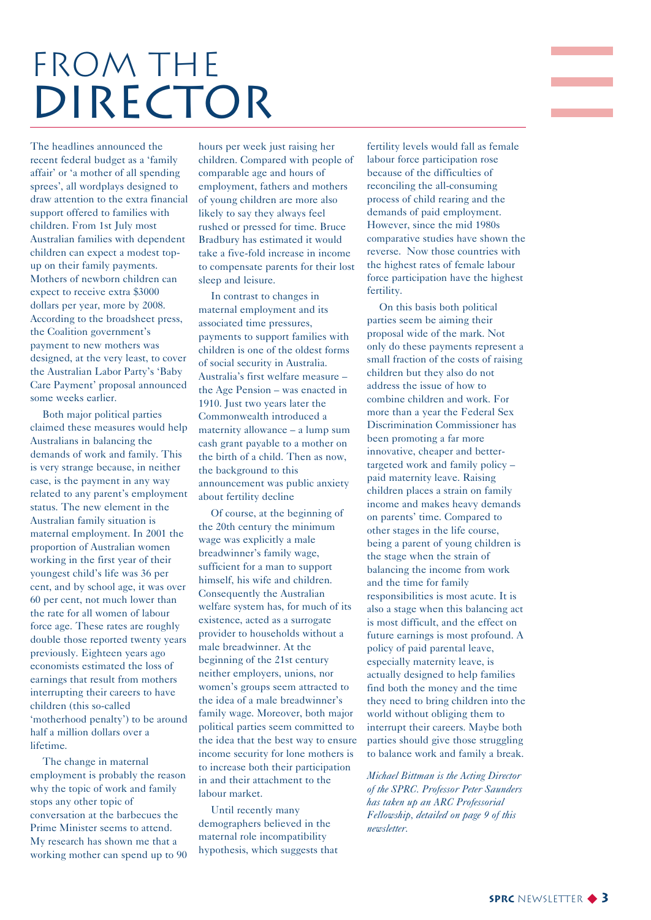# FROM THE DIRECTOR

The headlines announced the recent federal budget as a 'family affair' or 'a mother of all spending sprees', all wordplays designed to draw attention to the extra financial support offered to families with children. From 1st July most Australian families with dependent children can expect a modest top-up on their family payments. Mothers of newborn children can expect to receive extra $3000 dollars per year, more by 2008. According to the broadsheet press, the Coalition government's payment to new mothers was designed, at the very least, to cover the Australian Labor Party's 'Baby Care Payment' proposal announced some weeks earlier.

Both major political parties claimed these measures would help Australians in balancing the demands of work and family. This is very strange because, in neither case, is the payment in any way related to any parent's employment status. The new element in the Australian family situation is maternal employment. In 2001 the proportion of Australian women working in the first year of their youngest child's life was 36 per cent, and by school age, it was over 60 per cent, not much lower than the rate for all women of labour force age. These rates are roughly double those reported twenty years previously. Eighteen years ago economists estimated the loss of earnings that result from mothers interrupting their careers to have children (this so-called 'motherhood penalty') to be around half a million dollars over a lifetime.

The change in maternal employment is probably the reason why the topic of work and family stops any other topic of conversation at the barbecues the Prime Minister seems to attend. My research has shown me that a working mother can spend up to 90 hours per week just raising her children. Compared with people of comparable age and hours of employment, fathers and mothers of young children are more also likely to say they always feel rushed or pressed for time. Bruce Bradbury has estimated it would take a five-fold increase in income to compensate parents for their lost sleep and leisure.

In contrast to changes in maternal employment and its associated time pressures, payments to support families with children is one of the oldest forms of social security in Australia. Australia's first welfare measure – the Age Pension – was enacted in 1910. Just two years later the Commonwealth introduced a maternity allowance – a lump sum cash grant payable to a mother on the birth of a child. Then as now, the background to this announcement was public anxiety about fertility decline

Of course, at the beginning of the 20th century the minimum wage was explicitly a male breadwinner's family wage, sufficient for a man to support himself, his wife and children. Consequently the Australian welfare system has, for much of its existence, acted as a surrogate provider to households without a male breadwinner. At the beginning of the 21st century neither employers, unions, nor women's groups seem attracted to the idea of a male breadwinner's family wage. Moreover, both major political parties seem committed to the idea that the best way to ensure income security for lone mothers is to increase both their participation in and their attachment to the labour market.

Until recently many demographers believed in the maternal role incompatibility hypothesis, which suggests that fertility levels would fall as female labour force participation rose because of the difficulties of reconciling the all-consuming process of child rearing and the demands of paid employment. However, since the mid 1980s comparative studies have shown the reverse. Now those countries with the highest rates of female labour force participation have the highest fertility.

On this basis both political parties seem be aiming their proposal wide of the mark. Not only do these payments represent a small fraction of the costs of raising children but they also do not address the issue of how to combine children and work. For more than a year the Federal Sex Discrimination Commissioner has been promoting a far more innovative, cheaper and better-targeted work and family policy – paid maternity leave. Raising children places a strain on family income and makes heavy demands on parents' time. Compared to other stages in the life course, being a parent of young children is the stage when the strain of balancing the income from work and the time for family responsibilities is most acute. It is also a stage when this balancing act is most difficult, and the effect on future earnings is most profound. A policy of paid parental leave, especially maternity leave, is actually designed to help families find both the money and the time they need to bring children into the world without obliging them to interrupt their careers. Maybe both parties should give those struggling to balance work and family a break.

*Michael Bittman is the Acting Director of the SPRC. Professor Peter Saunders has taken up an ARC Professorial Fellowship, detailed on page 9 of this newsletter.*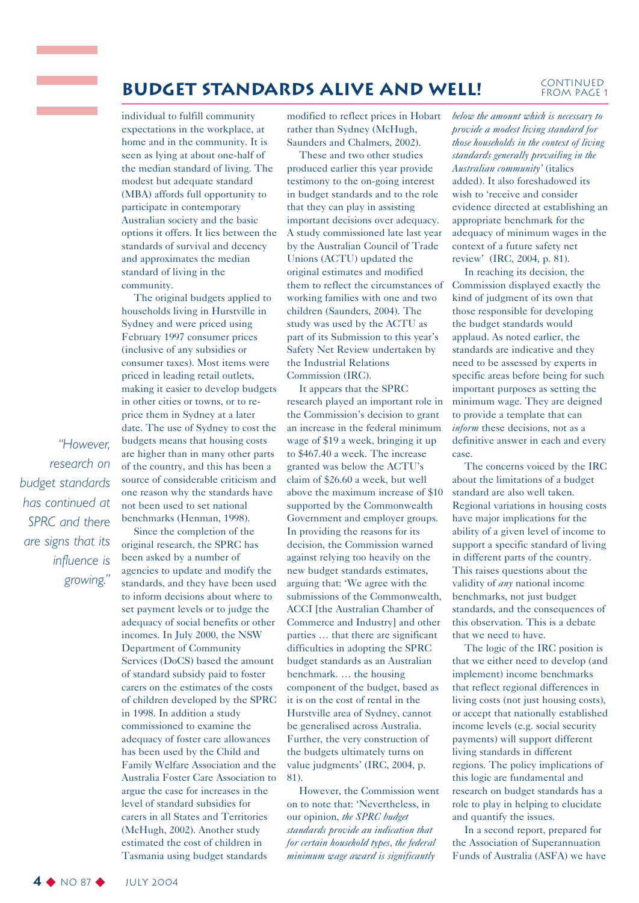## Budget Standards Alive and Well!

CONTINUED FROM PAGE 1

individual to fulfill community expectations in the workplace, at home and in the community. It is seen as lying at about one-half of the median standard of living. The modest but adequate standard (MBA) affords full opportunity to participate in contemporary Australian society and the basic options it offers. It lies between the standards of survival and decency and approximates the median standard of living in the community.

The original budgets applied to households living in Hurstville in Sydney and were priced using February 1997 consumer prices (inclusive of any subsidies or consumer taxes). Most items were priced in leading retail outlets, making it easier to develop budgets in other cities or towns, or to re-price them in Sydney at a later date. The use of Sydney to cost the budgets means that housing costs are higher than in many other parts of the country, and this has been a source of considerable criticism and one reason why the standards have not been used to set national benchmarks (Henman, 1998).

*"However, research on budget standards has continued at SPRC and there are signs that its influence is growing."*

Since the completion of the original research, the SPRC has been asked by a number of agencies to update and modify the standards, and they have been used to inform decisions about where to set payment levels or to judge the adequacy of social benefits or other incomes. In July 2000, the NSW Department of Community Services (DoCS) based the amount of standard subsidy paid to foster carers on the estimates of the costs of children developed by the SPRC in 1998. In addition a study commissioned to examine the adequacy of foster care allowances has been used by the Child and Family Welfare Association and the Australia Foster Care Association to argue the case for increases in the level of standard subsidies for carers in all States and Territories (McHugh, 2002). Another study estimated the cost of children in Tasmania using budget standards modified to reflect prices in Hobart rather than Sydney (McHugh, Saunders and Chalmers, 2002).

These and two other studies produced earlier this year provide testimony to the on-going interest in budget standards and to the role that they can play in assisting important decisions over adequacy. A study commissioned late last year by the Australian Council of Trade Unions (ACTU) updated the original estimates and modified them to reflect the circumstances of working families with one and two children (Saunders, 2004). The study was used by the ACTU as part of its Submission to this year's Safety Net Review undertaken by the Industrial Relations Commission (IRC).

It appears that the SPRC research played an important role in the Commission's decision to grant an increase in the federal minimum wage of $19 a week, bringing it up to $467.40 a week. The increase granted was below the ACTU's claim of $26.60 a week, but well above the maximum increase of $10 supported by the Commonwealth Government and employer groups. In providing the reasons for its decision, the Commission warned against relying too heavily on the new budget standards estimates, arguing that: 'We agree with the submissions of the Commonwealth, ACCI [the Australian Chamber of Commerce and Industry] and other parties … that there are significant difficulties in adopting the SPRC budget standards as an Australian benchmark. … the housing component of the budget, based as it is on the cost of rental in the Hurstville area of Sydney, cannot be generalised across Australia. Further, the very construction of the budgets ultimately turns on value judgments' (IRC, 2004, p. 81).

However, the Commission went on to note that: 'Nevertheless, in our opinion, *the SPRC budget standards provide an indication that for certain household types, the federal minimum wage award is significantly below the amount which is necessary to provide a modest living standard for those households in the context of living standards generally prevailing in the Australian community*' (italics added). It also foreshadowed its wish to 'receive and consider evidence directed at establishing an appropriate benchmark for the adequacy of minimum wages in the context of a future safety net review' (IRC, 2004, p. 81).

In reaching its decision, the Commission displayed exactly the kind of judgment of its own that those responsible for developing the budget standards would applaud. As noted earlier, the standards are indicative and they need to be assessed by experts in specific areas before being for such important purposes as setting the minimum wage. They are deigned to provide a template that can *inform* these decisions, not as a definitive answer in each and every case.

The concerns voiced by the IRC about the limitations of a budget standard are also well taken. Regional variations in housing costs have major implications for the ability of a given level of income to support a specific standard of living in different parts of the country. This raises questions about the validity of *any* national income benchmarks, not just budget standards, and the consequences of this observation. This is a debate that we need to have.

The logic of the IRC position is that we either need to develop (and implement) income benchmarks that reflect regional differences in living costs (not just housing costs), or accept that nationally established income levels (e.g. social security payments) will support different living standards in different regions. The policy implications of this logic are fundamental and research on budget standards has a role to play in helping to elucidate and quantify the issues.

In a second report, prepared for the Association of Superannuation Funds of Australia (ASFA) we have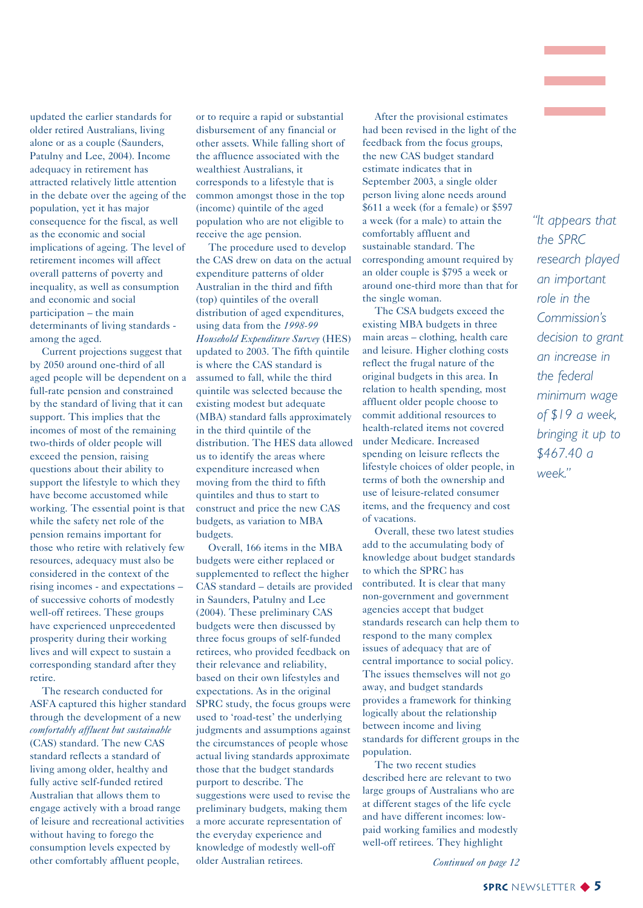updated the earlier standards for older retired Australians, living alone or as a couple (Saunders, Patulny and Lee, 2004). Income adequacy in retirement has attracted relatively little attention in the debate over the ageing of the population, yet it has major consequence for the fiscal, as well as the economic and social implications of ageing. The level of retirement incomes will affect overall patterns of poverty and inequality, as well as consumption and economic and social participation – the main determinants of living standards - among the aged.

Current projections suggest that by 2050 around one-third of all aged people will be dependent on a full-rate pension and constrained by the standard of living that it can support. This implies that the incomes of most of the remaining two-thirds of older people will exceed the pension, raising questions about their ability to support the lifestyle to which they have become accustomed while working. The essential point is that while the safety net role of the pension remains important for those who retire with relatively few resources, adequacy must also be considered in the context of the rising incomes - and expectations – of successive cohorts of modestly well-off retirees. These groups have experienced unprecedented prosperity during their working lives and will expect to sustain a corresponding standard after they retire.

The research conducted for ASFA captured this higher standard through the development of a new *comfortably affluent but sustainable* (CAS) standard. The new CAS standard reflects a standard of living among older, healthy and fully active self-funded retired Australian that allows them to engage actively with a broad range of leisure and recreational activities without having to forego the consumption levels expected by other comfortably affluent people, or to require a rapid or substantial disbursement of any financial or other assets. While falling short of the affluence associated with the wealthiest Australians, it corresponds to a lifestyle that is common amongst those in the top (income) quintile of the aged population who are not eligible to receive the age pension.

The procedure used to develop the CAS drew on data on the actual expenditure patterns of older Australian in the third and fifth (top) quintiles of the overall distribution of aged expenditures, using data from the *1998-99 Household Expenditure Survey* (HES) updated to 2003. The fifth quintile is where the CAS standard is assumed to fall, while the third quintile was selected because the existing modest but adequate (MBA) standard falls approximately in the third quintile of the distribution. The HES data allowed us to identify the areas where expenditure increased when moving from the third to fifth quintiles and thus to start to construct and price the new CAS budgets, as variation to MBA budgets.

Overall, 166 items in the MBA budgets were either replaced or supplemented to reflect the higher CAS standard – details are provided in Saunders, Patulny and Lee (2004). These preliminary CAS budgets were then discussed by three focus groups of self-funded retirees, who provided feedback on their relevance and reliability, based on their own lifestyles and expectations. As in the original SPRC study, the focus groups were used to 'road-test' the underlying judgments and assumptions against the circumstances of people whose actual living standards approximate those that the budget standards purport to describe. The suggestions were used to revise the preliminary budgets, making them a more accurate representation of the everyday experience and knowledge of modestly well-off older Australian retirees.

After the provisional estimates had been revised in the light of the feedback from the focus groups, the new CAS budget standard estimate indicates that in September 2003, a single older person living alone needs around $611 a week (for a female) or $597 a week (for a male) to attain the comfortably affluent and sustainable standard. The corresponding amount required by an older couple is $795 a week or around one-third more than that for the single woman.

The CSA budgets exceed the existing MBA budgets in three main areas – clothing, health care and leisure. Higher clothing costs reflect the frugal nature of the original budgets in this area. In relation to health spending, most affluent older people choose to commit additional resources to health-related items not covered under Medicare. Increased spending on leisure reflects the lifestyle choices of older people, in terms of both the ownership and use of leisure-related consumer items, and the frequency and cost of vacations.

Overall, these two latest studies add to the accumulating body of knowledge about budget standards to which the SPRC has contributed. It is clear that many non-government and government agencies accept that budget standards research can help them to respond to the many complex issues of adequacy that are of central importance to social policy. The issues themselves will not go away, and budget standards provides a framework for thinking logically about the relationship between income and living standards for different groups in the population.

The two recent studies described here are relevant to two large groups of Australians who are at different stages of the life cycle and have different incomes: low-paid working families and modestly well-off retirees. They highlight

*Continued on page 12*

*"It appears that the SPRC research played an important role in the Commission's decision to grant an increase in the federal minimum wage of $19 a week, bringing it up to $467.40 a week."*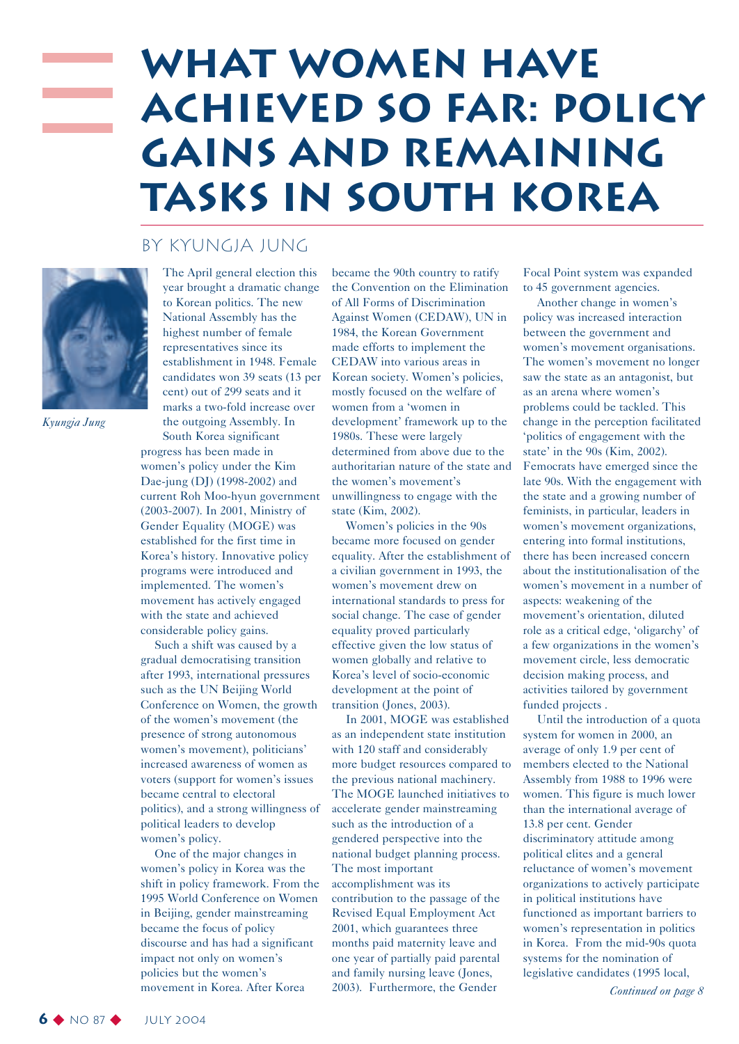# WHAT WOMEN HAVE ACHIEVED SO FAR: POLICY GAINS AND REMAINING TASKS IN SOUTH KOREA

## BY KYUNGJA JUNG

*Kyungja Jung*

The April general election this year brought a dramatic change to Korean politics. The new National Assembly has the highest number of female representatives since its establishment in 1948. Female candidates won 39 seats (13 per cent) out of 299 seats and it marks a two-fold increase over the outgoing Assembly. In South Korea significant progress has been made in women's policy under the Kim Dae-jung (DJ) (1998-2002) and current Roh Moo-hyun government (2003-2007). In 2001, Ministry of Gender Equality (MOGE) was established for the first time in Korea's history. Innovative policy programs were introduced and implemented. The women's movement has actively engaged with the state and achieved considerable policy gains.

Such a shift was caused by a gradual democratising transition after 1993, international pressures such as the UN Beijing World Conference on Women, the growth of the women's movement (the presence of strong autonomous women's movement), politicians' increased awareness of women as voters (support for women's issues became central to electoral politics), and a strong willingness of political leaders to develop women's policy.

One of the major changes in women's policy in Korea was the shift in policy framework. From the 1995 World Conference on Women in Beijing, gender mainstreaming became the focus of policy discourse and has had a significant impact not only on women's policies but the women's movement in Korea. After Korea became the 90th country to ratify the Convention on the Elimination of All Forms of Discrimination Against Women (CEDAW), UN in 1984, the Korean Government made efforts to implement the CEDAW into various areas in Korean society. Women's policies, mostly focused on the welfare of women from a 'women in development' framework up to the 1980s. These were largely determined from above due to the authoritarian nature of the state and the women's movement's unwillingness to engage with the state (Kim, 2002).

Women's policies in the 90s became more focused on gender equality. After the establishment of a civilian government in 1993, the women's movement drew on international standards to press for social change. The case of gender equality proved particularly effective given the low status of women globally and relative to Korea's level of socio-economic development at the point of transition (Jones, 2003).

In 2001, MOGE was established as an independent state institution with 120 staff and considerably more budget resources compared to the previous national machinery. The MOGE launched initiatives to accelerate gender mainstreaming such as the introduction of a gendered perspective into the national budget planning process. The most important accomplishment was its contribution to the passage of the Revised Equal Employment Act 2001, which guarantees three months paid maternity leave and one year of partially paid parental and family nursing leave (Jones, 2003). Furthermore, the Gender Focal Point system was expanded to 45 government agencies.

Another change in women's policy was increased interaction between the government and women's movement organisations. The women's movement no longer saw the state as an antagonist, but as an arena where women's problems could be tackled. This change in the perception facilitated 'politics of engagement with the state' in the 90s (Kim, 2002). Femocrats have emerged since the late 90s. With the engagement with the state and a growing number of feminists, in particular, leaders in women's movement organizations, entering into formal institutions, there has been increased concern about the institutionalisation of the women's movement in a number of aspects: weakening of the movement's orientation, diluted role as a critical edge, 'oligarchy' of a few organizations in the women's movement circle, less democratic decision making process, and activities tailored by government funded projects .

Until the introduction of a quota system for women in 2000, an average of only 1.9 per cent of members elected to the National Assembly from 1988 to 1996 were women. This figure is much lower than the international average of 13.8 per cent. Gender discriminatory attitude among political elites and a general reluctance of women's movement organizations to actively participate in political institutions have functioned as important barriers to women's representation in politics in Korea. From the mid-90s quota systems for the nomination of legislative candidates (1995 local,

*Continued on page 8*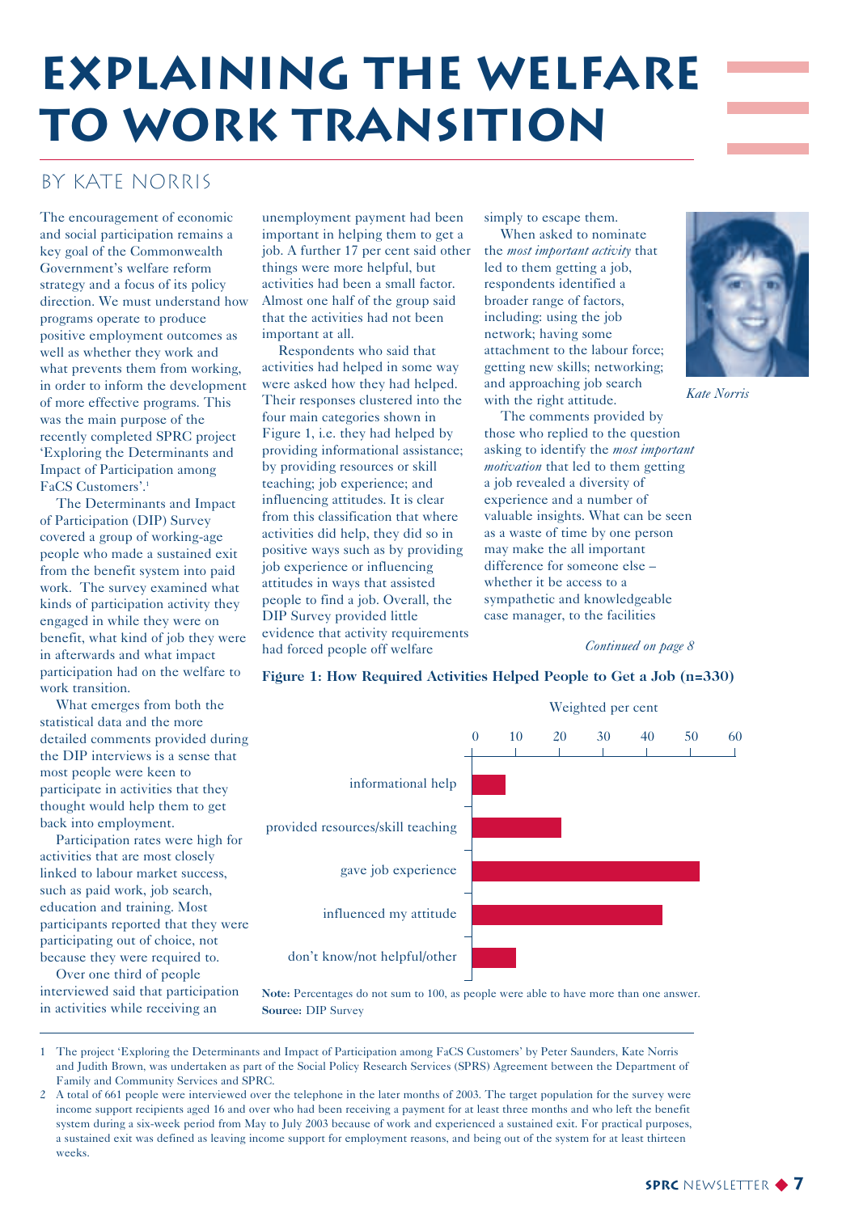# EXPLAINING THE WELFARE TO WORK TRANSITION

## BY KATE NORRIS

The encouragement of economic and social participation remains a key goal of the Commonwealth Government's welfare reform strategy and a focus of its policy direction. We must understand how programs operate to produce positive employment outcomes as well as whether they work and what prevents them from working, in order to inform the development of more effective programs. This was the main purpose of the recently completed SPRC project 'Exploring the Determinants and Impact of Participation among FaCS Customers'.[1]

The Determinants and Impact of Participation (DIP) Survey covered a group of working-age people who made a sustained exit from the benefit system into paid work. The survey examined what kinds of participation activity they engaged in while they were on benefit, what kind of job they were in afterwards and what impact participation had on the welfare to work transition.

What emerges from both the statistical data and the more detailed comments provided during the DIP interviews is a sense that most people were keen to participate in activities that they thought would help them to get back into employment.

Participation rates were high for activities that are most closely linked to labour market success, such as paid work, job search, education and training. Most participants reported that they were participating out of choice, not because they were required to.

Over one third of people interviewed said that participation in activities while receiving an unemployment payment had been important in helping them to get a job. A further 17 per cent said other things were more helpful, but activities had been a small factor. Almost one half of the group said that the activities had not been important at all.

Respondents who said that activities had helped in some way were asked how they had helped. Their responses clustered into the four main categories shown in Figure 1, i.e. they had helped by providing informational assistance; by providing resources or skill teaching; job experience; and influencing attitudes. It is clear from this classification that where activities did help, they did so in positive ways such as by providing job experience or influencing attitudes in ways that assisted people to find a job. Overall, the DIP Survey provided little evidence that activity requirements had forced people off welfare simply to escape them.

When asked to nominate the *most important activity* that led to them getting a job, respondents identified a broader range of factors, including: using the job network; having some attachment to the labour force; getting new skills; networking; and approaching job search with the right attitude.

*Kate Norris*

The comments provided by those who replied to the question asking to identify the *most important motivation* that led to them getting a job revealed a diversity of experience and a number of valuable insights. What can be seen as a waste of time by one person may make the all important difference for someone else – whether it be access to a sympathetic and knowledgeable case manager, to the facilities

*Continued on page 8*

**Figure 1: How Required Activities Helped People to Get a Job (n=330)**

| Category | Weighted per cent (approx.) |
|---|---|
| informational help | 8 |
| provided resources/skill teaching | 20 |
| gave job experience | 52 |
| influenced my attitude | 44 |
| don't know/not helpful/other | 10 |

**Note:** Percentages do not sum to 100, as people were able to have more than one answer.
**Source:** DIP Survey

1 The project 'Exploring the Determinants and Impact of Participation among FaCS Customers' by Peter Saunders, Kate Norris and Judith Brown, was undertaken as part of the Social Policy Research Services (SPRS) Agreement between the Department of Family and Community Services and SPRC.

2 A total of 661 people were interviewed over the telephone in the later months of 2003. The target population for the survey were income support recipients aged 16 and over who had been receiving a payment for at least three months and who left the benefit system during a six-week period from May to July 2003 because of work and experienced a sustained exit. For practical purposes, a sustained exit was defined as leaving income support for employment reasons, and being out of the system for at least thirteen weeks.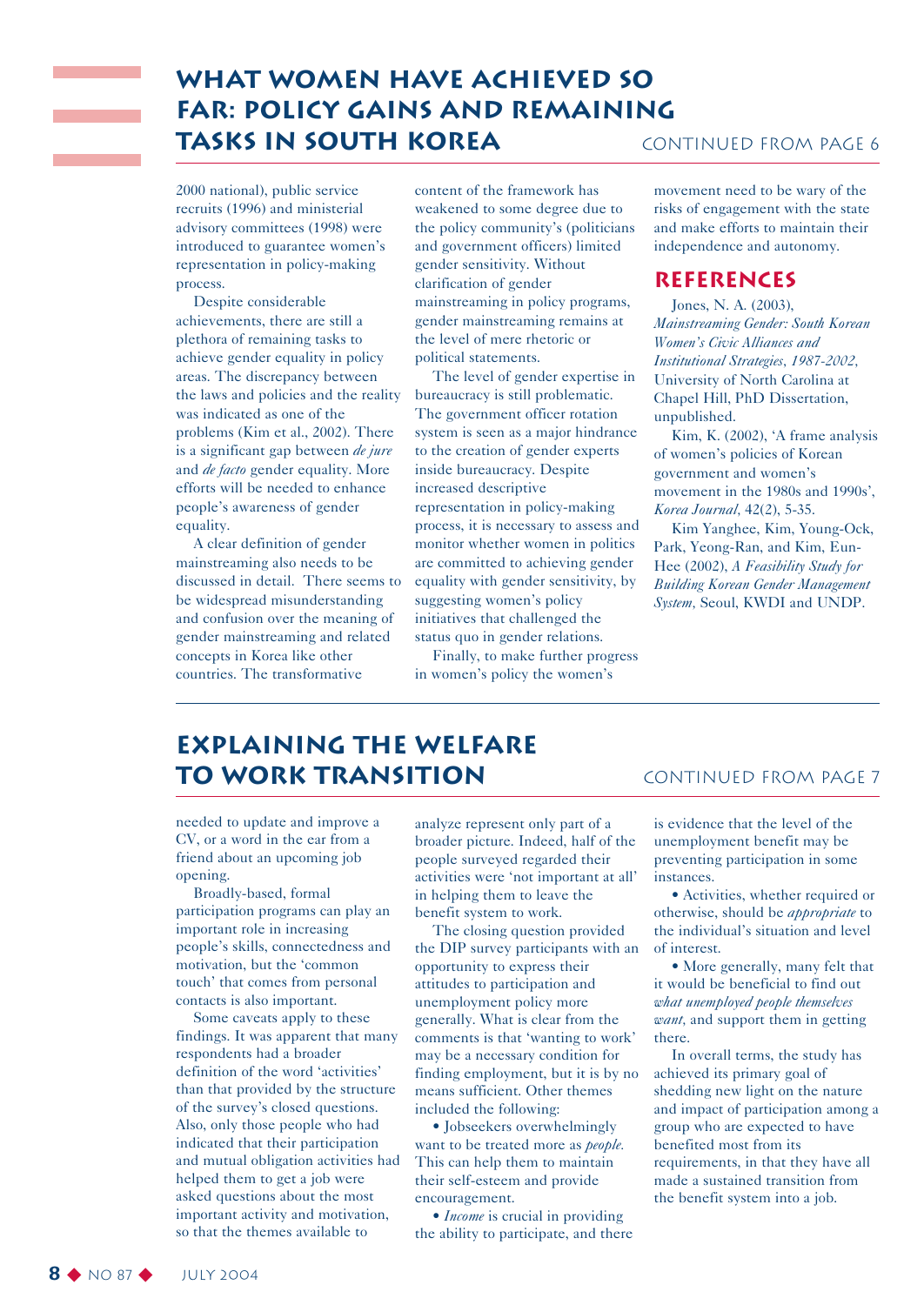## What women have achieved so far: policy gains and remaining tasks in South Korea

CONTINUED FROM PAGE 6

2000 national), public service recruits (1996) and ministerial advisory committees (1998) were introduced to guarantee women's representation in policy-making process.

Despite considerable achievements, there are still a plethora of remaining tasks to achieve gender equality in policy areas. The discrepancy between the laws and policies and the reality was indicated as one of the problems (Kim et al., 2002). There is a significant gap between *de jure* and *de facto* gender equality. More efforts will be needed to enhance people's awareness of gender equality.

A clear definition of gender mainstreaming also needs to be discussed in detail. There seems to be widespread misunderstanding and confusion over the meaning of gender mainstreaming and related concepts in Korea like other countries. The transformative content of the framework has weakened to some degree due to the policy community's (politicians and government officers) limited gender sensitivity. Without clarification of gender mainstreaming in policy programs, gender mainstreaming remains at the level of mere rhetoric or political statements.

The level of gender expertise in bureaucracy is still problematic. The government officer rotation system is seen as a major hindrance to the creation of gender experts inside bureaucracy. Despite increased descriptive representation in policy-making process, it is necessary to assess and monitor whether women in politics are committed to achieving gender equality with gender sensitivity, by suggesting women's policy initiatives that challenged the status quo in gender relations.

Finally, to make further progress in women's policy the women's movement need to be wary of the risks of engagement with the state and make efforts to maintain their independence and autonomy.

### References

Jones, N. A. (2003), *Mainstreaming Gender: South Korean Women's Civic Alliances and Institutional Strategies, 1987-2002*, University of North Carolina at Chapel Hill, PhD Dissertation, unpublished.

Kim, K. (2002), 'A frame analysis of women's policies of Korean government and women's movement in the 1980s and 1990s', *Korea Journal*, 42(2), 5-35.

Kim Yanghee, Kim, Young-Ock, Park, Yeong-Ran, and Kim, Eun-Hee (2002), *A Feasibility Study for Building Korean Gender Management System*, Seoul, KWDI and UNDP.

## Explaining the welfare to work transition

CONTINUED FROM PAGE 7

needed to update and improve a CV, or a word in the ear from a friend about an upcoming job opening.

Broadly-based, formal participation programs can play an important role in increasing people's skills, connectedness and motivation, but the 'common touch' that comes from personal contacts is also important.

Some caveats apply to these findings. It was apparent that many respondents had a broader definition of the word 'activities' than that provided by the structure of the survey's closed questions. Also, only those people who had indicated that their participation and mutual obligation activities had helped them to get a job were asked questions about the most important activity and motivation, so that the themes available to analyze represent only part of a broader picture. Indeed, half of the people surveyed regarded their activities were 'not important at all' in helping them to leave the benefit system to work.

The closing question provided the DIP survey participants with an opportunity to express their attitudes to participation and unemployment policy more generally. What is clear from the comments is that 'wanting to work' may be a necessary condition for finding employment, but it is by no means sufficient. Other themes included the following:

- Jobseekers overwhelmingly want to be treated more as *people*. This can help them to maintain their self-esteem and provide encouragement.
- *Income* is crucial in providing the ability to participate, and there is evidence that the level of the unemployment benefit may be preventing participation in some instances.
- Activities, whether required or otherwise, should be *appropriate* to the individual's situation and level of interest.
- More generally, many felt that it would be beneficial to find out *what unemployed people themselves want*, and support them in getting there.

In overall terms, the study has achieved its primary goal of shedding new light on the nature and impact of participation among a group who are expected to have benefited most from its requirements, in that they have all made a sustained transition from the benefit system into a job.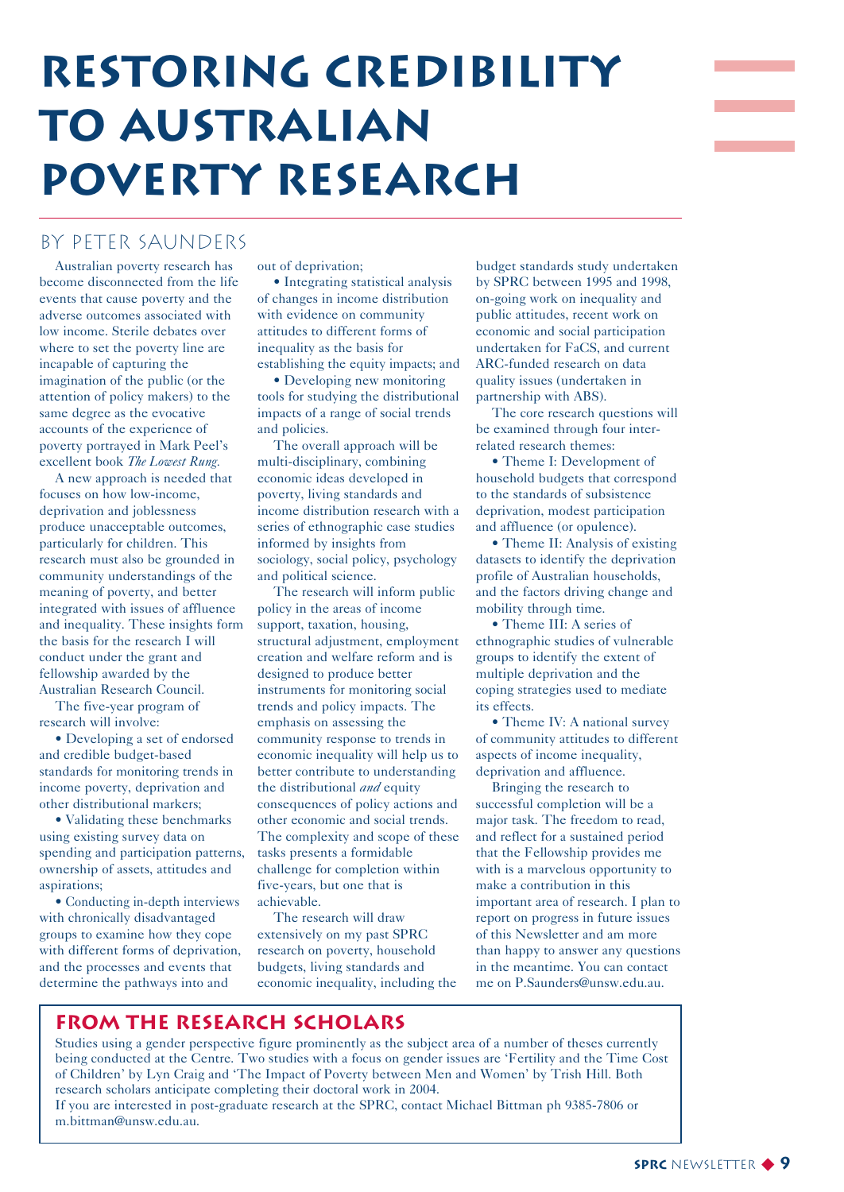# Restoring Credibility to Australian Poverty Research

## By Peter Saunders

Australian poverty research has become disconnected from the life events that cause poverty and the adverse outcomes associated with low income. Sterile debates over where to set the poverty line are incapable of capturing the imagination of the public (or the attention of policy makers) to the same degree as the evocative accounts of the experience of poverty portrayed in Mark Peel's excellent book *The Lowest Rung*.

A new approach is needed that focuses on how low-income, deprivation and joblessness produce unacceptable outcomes, particularly for children. This research must also be grounded in community understandings of the meaning of poverty, and better integrated with issues of affluence and inequality. These insights form the basis for the research I will conduct under the grant and fellowship awarded by the Australian Research Council.

The five-year program of research will involve:

- Developing a set of endorsed and credible budget-based standards for monitoring trends in income poverty, deprivation and other distributional markers;
- Validating these benchmarks using existing survey data on spending and participation patterns, ownership of assets, attitudes and aspirations;
- Conducting in-depth interviews with chronically disadvantaged groups to examine how they cope with different forms of deprivation, and the processes and events that determine the pathways into and out of deprivation;
- Integrating statistical analysis of changes in income distribution with evidence on community attitudes to different forms of inequality as the basis for establishing the equity impacts; and
- Developing new monitoring tools for studying the distributional impacts of a range of social trends and policies.

The overall approach will be multi-disciplinary, combining economic ideas developed in poverty, living standards and income distribution research with a series of ethnographic case studies informed by insights from sociology, social policy, psychology and political science.

The research will inform public policy in the areas of income support, taxation, housing, structural adjustment, employment creation and welfare reform and is designed to produce better instruments for monitoring social trends and policy impacts. The emphasis on assessing the community response to trends in economic inequality will help us to better contribute to understanding the distributional *and* equity consequences of policy actions and other economic and social trends. The complexity and scope of these tasks presents a formidable challenge for completion within five-years, but one that is achievable.

The research will draw extensively on my past SPRC research on poverty, household budgets, living standards and economic inequality, including the budget standards study undertaken by SPRC between 1995 and 1998, on-going work on inequality and public attitudes, recent work on economic and social participation undertaken for FaCS, and current ARC-funded research on data quality issues (undertaken in partnership with ABS).

The core research questions will be examined through four inter-related research themes:

- Theme I: Development of household budgets that correspond to the standards of subsistence deprivation, modest participation and affluence (or opulence).
- Theme II: Analysis of existing datasets to identify the deprivation profile of Australian households, and the factors driving change and mobility through time.
- Theme III: A series of ethnographic studies of vulnerable groups to identify the extent of multiple deprivation and the coping strategies used to mediate its effects.
- Theme IV: A national survey of community attitudes to different aspects of income inequality, deprivation and affluence.

Bringing the research to successful completion will be a major task. The freedom to read, and reflect for a sustained period that the Fellowship provides me with is a marvelous opportunity to make a contribution in this important area of research. I plan to report on progress in future issues of this Newsletter and am more than happy to answer any questions in the meantime. You can contact me on P.Saunders@unsw.edu.au.

## From the Research Scholars

Studies using a gender perspective figure prominently as the subject area of a number of theses currently being conducted at the Centre. Two studies with a focus on gender issues are 'Fertility and the Time Cost of Children' by Lyn Craig and 'The Impact of Poverty between Men and Women' by Trish Hill. Both research scholars anticipate completing their doctoral work in 2004.

If you are interested in post-graduate research at the SPRC, contact Michael Bittman ph 9385-7806 or m.bittman@unsw.edu.au.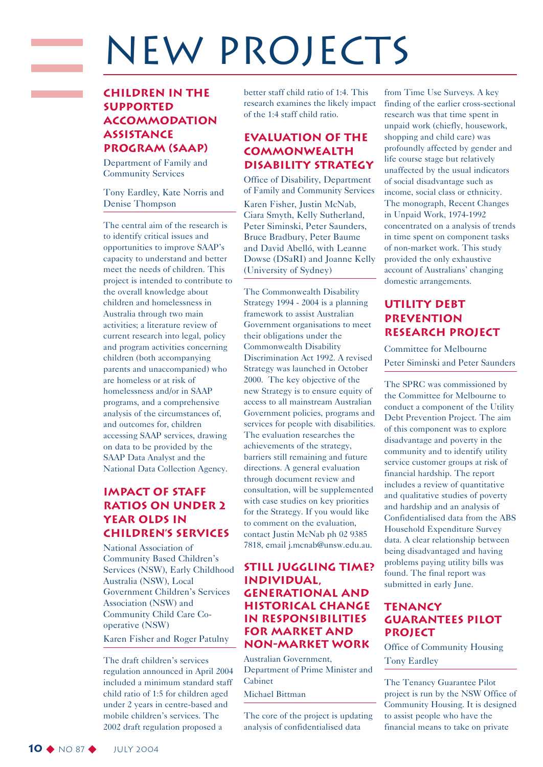# NEW PROJECTS

## CHILDREN IN THE SUPPORTED ACCOMMODATION ASSISTANCE PROGRAM (SAAP)

Department of Family and Community Services

Tony Eardley, Kate Norris and Denise Thompson

The central aim of the research is to identify critical issues and opportunities to improve SAAP's capacity to understand and better meet the needs of children. This project is intended to contribute to the overall knowledge about children and homelessness in Australia through two main activities; a literature review of current research into legal, policy and program activities concerning children (both accompanying parents and unaccompanied) who are homeless or at risk of homelessness and/or in SAAP programs, and a comprehensive analysis of the circumstances of, and outcomes for, children accessing SAAP services, drawing on data to be provided by the SAAP Data Analyst and the National Data Collection Agency.

## IMPACT OF STAFF RATIOS ON UNDER 2 YEAR OLDS IN CHILDREN'S SERVICES

National Association of Community Based Children's Services (NSW), Early Childhood Australia (NSW), Local Government Children's Services Association (NSW) and Community Child Care Co-operative (NSW)

Karen Fisher and Roger Patulny

The draft children's services regulation announced in April 2004 included a minimum standard staff child ratio of 1:5 for children aged under 2 years in centre-based and mobile children's services. The 2002 draft regulation proposed a better staff child ratio of 1:4. This research examines the likely impact of the 1:4 staff child ratio.

## EVALUATION OF THE COMMONWEALTH DISABILITY STRATEGY

Office of Disability, Department of Family and Community Services

Karen Fisher, Justin McNab, Ciara Smyth, Kelly Sutherland, Peter Siminski, Peter Saunders, Bruce Bradbury, Peter Baume and David Abelló, with Leanne Dowse (DSaRI) and Joanne Kelly (University of Sydney)

The Commonwealth Disability Strategy 1994 - 2004 is a planning framework to assist Australian Government organisations to meet their obligations under the Commonwealth Disability Discrimination Act 1992. A revised Strategy was launched in October 2000. The key objective of the new Strategy is to ensure equity of access to all mainstream Australian Government policies, programs and services for people with disabilities. The evaluation researches the achievements of the strategy, barriers still remaining and future directions. A general evaluation through document review and consultation, will be supplemented with case studies on key priorities for the Strategy. If you would like to comment on the evaluation, contact Justin McNab ph 02 9385 7818, email j.mcnab@unsw.edu.au.

## STILL JUGGLING TIME? INDIVIDUAL, GENERATIONAL AND HISTORICAL CHANGE IN RESPONSIBILITIES FOR MARKET AND NON-MARKET WORK

Australian Government, Department of Prime Minister and Cabinet

Michael Bittman

The core of the project is updating analysis of confidentialised data from Time Use Surveys. A key finding of the earlier cross-sectional research was that time spent in unpaid work (chiefly, housework, shopping and child care) was profoundly affected by gender and life course stage but relatively unaffected by the usual indicators of social disadvantage such as income, social class or ethnicity. The monograph, Recent Changes in Unpaid Work, 1974-1992 concentrated on a analysis of trends in time spent on component tasks of non-market work. This study provided the only exhaustive account of Australians' changing domestic arrangements.

## UTILITY DEBT PREVENTION RESEARCH PROJECT

Committee for Melbourne

Peter Siminski and Peter Saunders

The SPRC was commissioned by the Committee for Melbourne to conduct a component of the Utility Debt Prevention Project. The aim of this component was to explore disadvantage and poverty in the community and to identify utility service customer groups at risk of financial hardship. The report includes a review of quantitative and qualitative studies of poverty and hardship and an analysis of Confidentialised data from the ABS Household Expenditure Survey data. A clear relationship between being disadvantaged and having problems paying utility bills was found. The final report was submitted in early June.

## TENANCY GUARANTEES PILOT PROJECT

Office of Community Housing

Tony Eardley

The Tenancy Guarantee Pilot project is run by the NSW Office of Community Housing. It is designed to assist people who have the financial means to take on private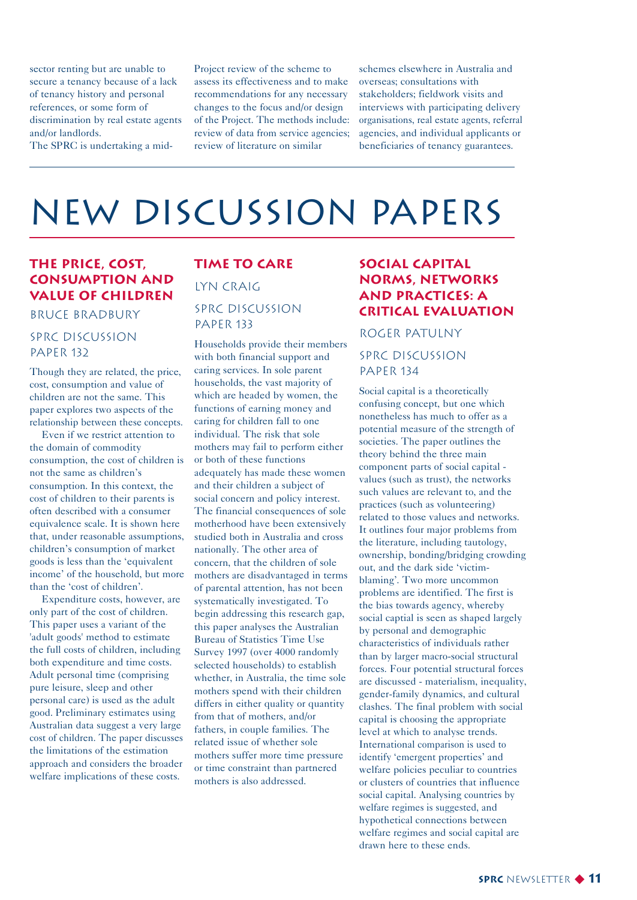sector renting but are unable to secure a tenancy because of a lack of tenancy history and personal references, or some form of discrimination by real estate agents and/or landlords.

The SPRC is undertaking a mid-Project review of the scheme to assess its effectiveness and to make recommendations for any necessary changes to the focus and/or design of the Project. The methods include: review of data from service agencies; review of literature on similar schemes elsewhere in Australia and overseas; consultations with stakeholders; fieldwork visits and interviews with participating delivery organisations, real estate agents, referral agencies, and individual applicants or beneficiaries of tenancy guarantees.

# NEW DISCUSSION PAPERS

## THE PRICE, COST, CONSUMPTION AND VALUE OF CHILDREN

BRUCE BRADBURY

SPRC DISCUSSION PAPER 132

Though they are related, the price, cost, consumption and value of children are not the same. This paper explores two aspects of the relationship between these concepts.

Even if we restrict attention to the domain of commodity consumption, the cost of children is not the same as children's consumption. In this context, the cost of children to their parents is often described with a consumer equivalence scale. It is shown here that, under reasonable assumptions, children's consumption of market goods is less than the 'equivalent income' of the household, but more than the 'cost of children'.

Expenditure costs, however, are only part of the cost of children. This paper uses a variant of the 'adult goods' method to estimate the full costs of children, including both expenditure and time costs. Adult personal time (comprising pure leisure, sleep and other personal care) is used as the adult good. Preliminary estimates using Australian data suggest a very large cost of children. The paper discusses the limitations of the estimation approach and considers the broader welfare implications of these costs.

## TIME TO CARE

LYN CRAIG

SPRC DISCUSSION PAPER 133

Households provide their members with both financial support and caring services. In sole parent households, the vast majority of which are headed by women, the functions of earning money and caring for children fall to one individual. The risk that sole mothers may fail to perform either or both of these functions adequately has made these women and their children a subject of social concern and policy interest. The financial consequences of sole motherhood have been extensively studied both in Australia and cross nationally. The other area of concern, that the children of sole mothers are disadvantaged in terms of parental attention, has not been systematically investigated. To begin addressing this research gap, this paper analyses the Australian Bureau of Statistics Time Use Survey 1997 (over 4000 randomly selected households) to establish whether, in Australia, the time sole mothers spend with their children differs in either quality or quantity from that of mothers, and/or fathers, in couple families. The related issue of whether sole mothers suffer more time pressure or time constraint than partnered mothers is also addressed.

## SOCIAL CAPITAL NORMS, NETWORKS AND PRACTICES: A CRITICAL EVALUATION

ROGER PATULNY

SPRC DISCUSSION PAPER 134

Social capital is a theoretically confusing concept, but one which nonetheless has much to offer as a potential measure of the strength of societies. The paper outlines the theory behind the three main component parts of social capital - values (such as trust), the networks such values are relevant to, and the practices (such as volunteering) related to those values and networks. It outlines four major problems from the literature, including tautology, ownership, bonding/bridging crowding out, and the dark side 'victim-blaming'. Two more uncommon problems are identified. The first is the bias towards agency, whereby social captial is seen as shaped largely by personal and demographic characteristics of individuals rather than by larger macro-social structural forces. Four potential structural forces are discussed - materialism, inequality, gender-family dynamics, and cultural clashes. The final problem with social capital is choosing the appropriate level at which to analyse trends. International comparison is used to identify 'emergent properties' and welfare policies peculiar to countries or clusters of countries that influence social capital. Analysing countries by welfare regimes is suggested, and hypothetical connections between welfare regimes and social capital are drawn here to these ends.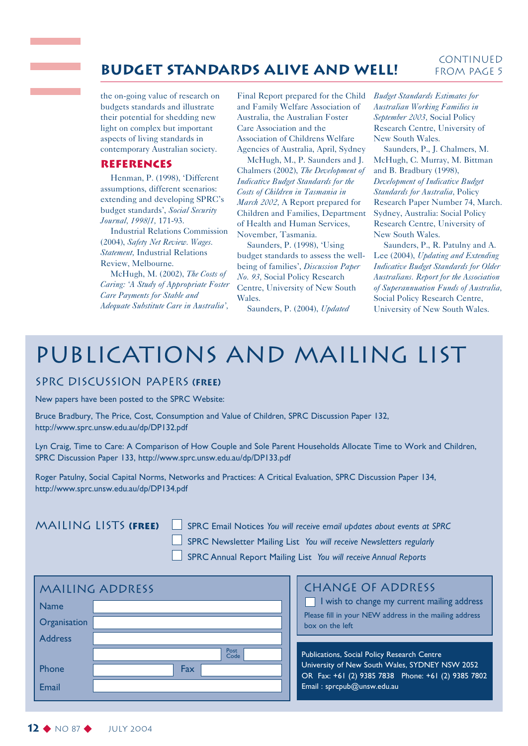## BUDGET STANDARDS ALIVE AND WELL!

CONTINUED FROM PAGE 5

the on-going value of research on budgets standards and illustrate their potential for shedding new light on complex but important aspects of living standards in contemporary Australian society.

### REFERENCES

Henman, P. (1998), 'Different assumptions, different scenarios: extending and developing SPRC's budget standards', *Social Security Journal, 1998/1*, 171-93.

Industrial Relations Commission (2004), *Safety Net Review. Wages. Statement*, Industrial Relations Review, Melbourne.

McHugh, M. (2002), *The Costs of Caring: 'A Study of Appropriate Foster Care Payments for Stable and Adequate Substitute Care in Australia'*, Final Report prepared for the Child and Family Welfare Association of Australia, the Australian Foster Care Association and the Association of Childrens Welfare Agencies of Australia, April, Sydney

McHugh, M., P. Saunders and J. Chalmers (2002), *The Development of Indicative Budget Standards for the Costs of Children in Tasmania in March 2002*, A Report prepared for Children and Families, Department of Health and Human Services, November, Tasmania.

Saunders, P. (1998), 'Using budget standards to assess the well-being of families', *Discussion Paper No. 93*, Social Policy Research Centre, University of New South Wales.

Saunders, P. (2004), *Updated Budget Standards Estimates for Australian Working Families in September 2003*, Social Policy Research Centre, University of New South Wales.

Saunders, P., J. Chalmers, M. McHugh, C. Murray, M. Bittman and B. Bradbury (1998), *Development of Indicative Budget Standards for Australia*, Policy Research Paper Number 74, March. Sydney, Australia: Social Policy Research Centre, University of New South Wales.

Saunders, P., R. Patulny and A. Lee (2004), *Updating and Extending Indicative Budget Standards for Older Australians. Report for the Association of Superannuation Funds of Australia*, Social Policy Research Centre, University of New South Wales.

# PUBLICATIONS AND MAILING LIST

## SPRC DISCUSSION PAPERS (FREE)

New papers have been posted to the SPRC Website:

Bruce Bradbury, The Price, Cost, Consumption and Value of Children, SPRC Discussion Paper 132, http://www.sprc.unsw.edu.au/dp/DP132.pdf

Lyn Craig, Time to Care: A Comparison of How Couple and Sole Parent Households Allocate Time to Work and Children, SPRC Discussion Paper 133, http://www.sprc.unsw.edu.au/dp/DP133.pdf

Roger Patulny, Social Capital Norms, Networks and Practices: A Critical Evaluation, SPRC Discussion Paper 134, http://www.sprc.unsw.edu.au/dp/DP134.pdf

## MAILING LISTS (FREE)

- ☐ SPRC Email Notices *You will receive email updates about events at SPRC*
- ☐ SPRC Newsletter Mailing List *You will receive Newsletters regularly*
- ☐ SPRC Annual Report Mailing List *You will receive Annual Reports*

## MAILING ADDRESS

Name

Organisation

Address

Post Code

Phone

Fax

Email

## CHANGE OF ADDRESS

☐ I wish to change my current mailing address

Please fill in your NEW address in the mailing address box on the left

Publications, Social Policy Research Centre
University of New South Wales, SYDNEY NSW 2052
OR Fax: +61 (2) 9385 7838 Phone: +61 (2) 9385 7802
Email : sprcpub@unsw.edu.au